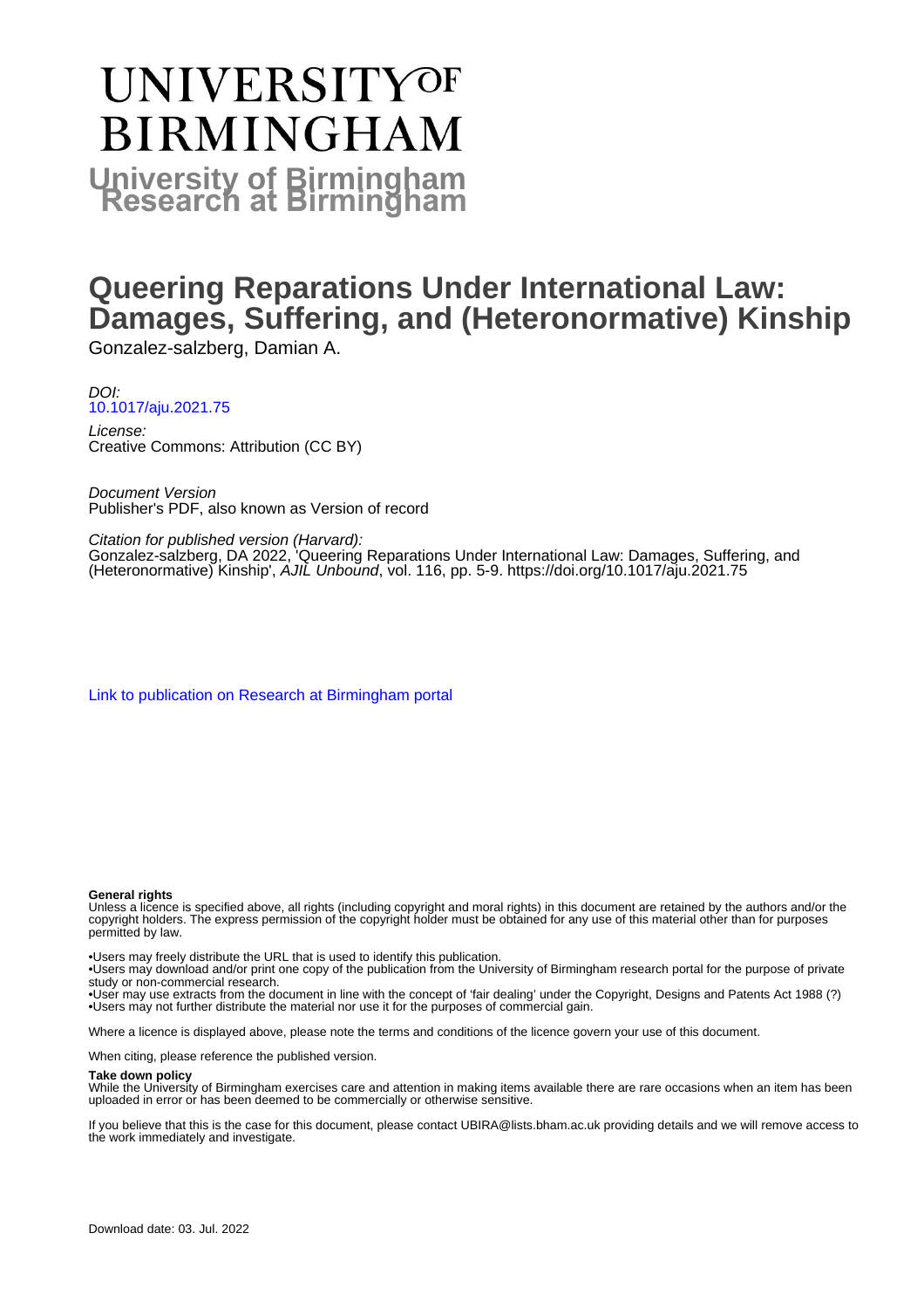# UNIVERSITY OF BIRMINGHAM

**University of Birmingham Research at Birmingham**

# Queering Reparations Under International Law: Damages, Suffering, and (Heteronormative) Kinship

Gonzalez-salzberg, Damian A.

*DOI:*
10.1017/aju.2021.75

*License:*
Creative Commons: Attribution (CC BY)

*Document Version*
Publisher's PDF, also known as Version of record

*Citation for published version (Harvard):*
Gonzalez-salzberg, DA 2022, 'Queering Reparations Under International Law: Damages, Suffering, and (Heteronormative) Kinship', *AJIL Unbound*, vol. 116, pp. 5-9. https://doi.org/10.1017/aju.2021.75

Link to publication on Research at Birmingham portal

**General rights**
Unless a licence is specified above, all rights (including copyright and moral rights) in this document are retained by the authors and/or the copyright holders. The express permission of the copyright holder must be obtained for any use of this material other than for purposes permitted by law.

•Users may freely distribute the URL that is used to identify this publication.
•Users may download and/or print one copy of the publication from the University of Birmingham research portal for the purpose of private study or non-commercial research.
•User may use extracts from the document in line with the concept of 'fair dealing' under the Copyright, Designs and Patents Act 1988 (?)
•Users may not further distribute the material nor use it for the purposes of commercial gain.

Where a licence is displayed above, please note the terms and conditions of the licence govern your use of this document.

When citing, please reference the published version.

**Take down policy**
While the University of Birmingham exercises care and attention in making items available there are rare occasions when an item has been uploaded in error or has been deemed to be commercially or otherwise sensitive.

If you believe that this is the case for this document, please contact UBIRA@lists.bham.ac.uk providing details and we will remove access to the work immediately and investigate.

Download date: 03. Jul. 2022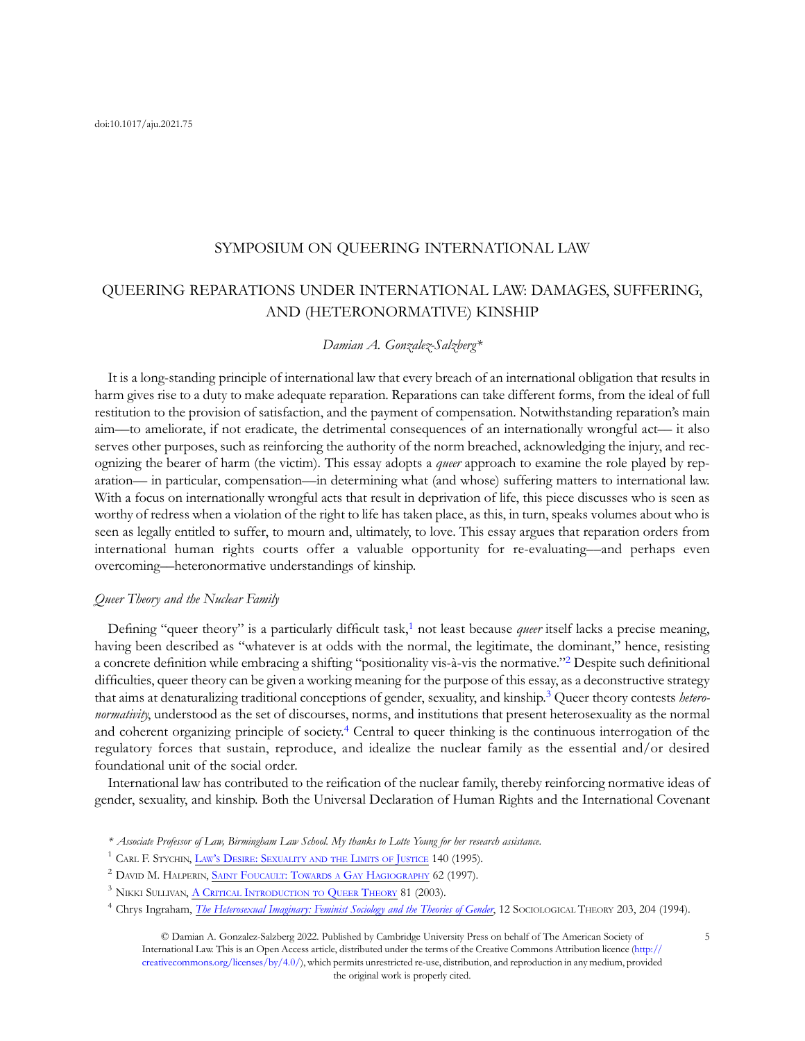doi:10.1017/aju.2021.75

SYMPOSIUM ON QUEERING INTERNATIONAL LAW

# QUEERING REPARATIONS UNDER INTERNATIONAL LAW: DAMAGES, SUFFERING, AND (HETERONORMATIVE) KINSHIP

*Damian A. Gonzalez-Salzberg**

It is a long-standing principle of international law that every breach of an international obligation that results in harm gives rise to a duty to make adequate reparation. Reparations can take different forms, from the ideal of full restitution to the provision of satisfaction, and the payment of compensation. Notwithstanding reparation's main aim—to ameliorate, if not eradicate, the detrimental consequences of an internationally wrongful act— it also serves other purposes, such as reinforcing the authority of the norm breached, acknowledging the injury, and recognizing the bearer of harm (the victim). This essay adopts a *queer* approach to examine the role played by reparation— in particular, compensation—in determining what (and whose) suffering matters to international law. With a focus on internationally wrongful acts that result in deprivation of life, this piece discusses who is seen as worthy of redress when a violation of the right to life has taken place, as this, in turn, speaks volumes about who is seen as legally entitled to suffer, to mourn and, ultimately, to love. This essay argues that reparation orders from international human rights courts offer a valuable opportunity for re-evaluating—and perhaps even overcoming—heteronormative understandings of kinship.

## *Queer Theory and the Nuclear Family*

Defining "queer theory" is a particularly difficult task,[1] not least because *queer* itself lacks a precise meaning, having been described as "whatever is at odds with the normal, the legitimate, the dominant," hence, resisting a concrete definition while embracing a shifting "positionality vis-à-vis the normative."[2] Despite such definitional difficulties, queer theory can be given a working meaning for the purpose of this essay, as a deconstructive strategy that aims at denaturalizing traditional conceptions of gender, sexuality, and kinship.[3] Queer theory contests *heteronormativity*, understood as the set of discourses, norms, and institutions that present heterosexuality as the normal and coherent organizing principle of society.[4] Central to queer thinking is the continuous interrogation of the regulatory forces that sustain, reproduce, and idealize the nuclear family as the essential and/or desired foundational unit of the social order.

International law has contributed to the reification of the nuclear family, thereby reinforcing normative ideas of gender, sexuality, and kinship. Both the Universal Declaration of Human Rights and the International Covenant

---

\* *Associate Professor of Law, Birmingham Law School. My thanks to Lotte Young for her research assistance.*

[1] Carl F. Stychin, Law's Desire: Sexuality and the Limits of Justice 140 (1995).

[2] David M. Halperin, Saint Foucault: Towards a Gay Hagiography 62 (1997).

[3] Nikki Sullivan, A Critical Introduction to Queer Theory 81 (2003).

[4] Chrys Ingraham, *The Heterosexual Imaginary: Feminist Sociology and the Theories of Gender*, 12 Sociological Theory 203, 204 (1994).

© Damian A. Gonzalez-Salzberg 2022. Published by Cambridge University Press on behalf of The American Society of International Law. This is an Open Access article, distributed under the terms of the Creative Commons Attribution licence (http://creativecommons.org/licenses/by/4.0/), which permits unrestricted re-use, distribution, and reproduction in any medium, provided the original work is properly cited.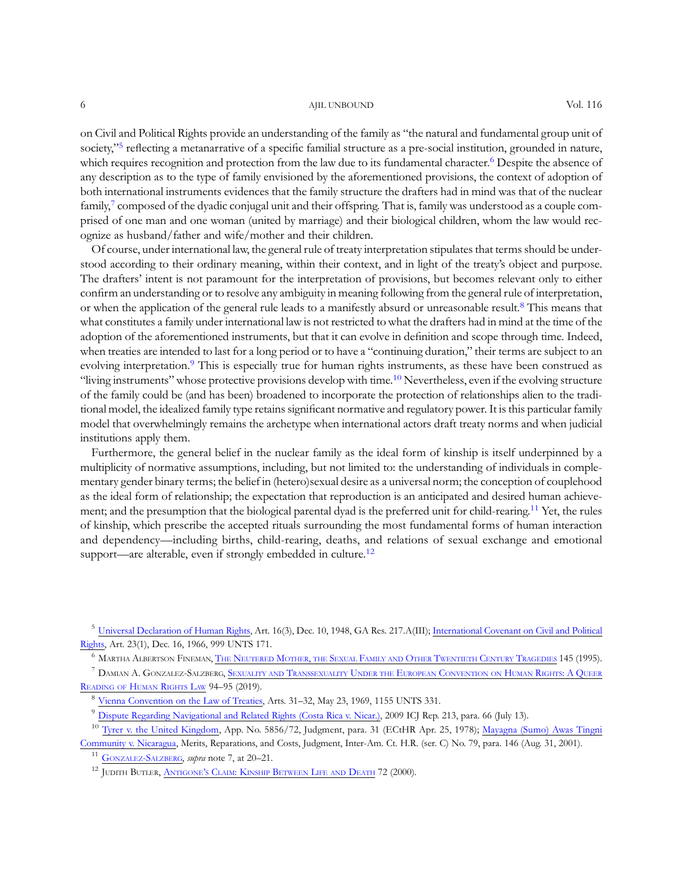on Civil and Political Rights provide an understanding of the family as "the natural and fundamental group unit of society,"[5] reflecting a metanarrative of a specific familial structure as a pre-social institution, grounded in nature, which requires recognition and protection from the law due to its fundamental character.[6] Despite the absence of any description as to the type of family envisioned by the aforementioned provisions, the context of adoption of both international instruments evidences that the family structure the drafters had in mind was that of the nuclear family,[7] composed of the dyadic conjugal unit and their offspring. That is, family was understood as a couple comprised of one man and one woman (united by marriage) and their biological children, whom the law would recognize as husband/father and wife/mother and their children.

Of course, under international law, the general rule of treaty interpretation stipulates that terms should be understood according to their ordinary meaning, within their context, and in light of the treaty's object and purpose. The drafters' intent is not paramount for the interpretation of provisions, but becomes relevant only to either confirm an understanding or to resolve any ambiguity in meaning following from the general rule of interpretation, or when the application of the general rule leads to a manifestly absurd or unreasonable result.[8] This means that what constitutes a family under international law is not restricted to what the drafters had in mind at the time of the adoption of the aforementioned instruments, but that it can evolve in definition and scope through time. Indeed, when treaties are intended to last for a long period or to have a "continuing duration," their terms are subject to an evolving interpretation.[9] This is especially true for human rights instruments, as these have been construed as "living instruments" whose protective provisions develop with time.[10] Nevertheless, even if the evolving structure of the family could be (and has been) broadened to incorporate the protection of relationships alien to the traditional model, the idealized family type retains significant normative and regulatory power. It is this particular family model that overwhelmingly remains the archetype when international actors draft treaty norms and when judicial institutions apply them.

Furthermore, the general belief in the nuclear family as the ideal form of kinship is itself underpinned by a multiplicity of normative assumptions, including, but not limited to: the understanding of individuals in complementary gender binary terms; the belief in (hetero)sexual desire as a universal norm; the conception of couplehood as the ideal form of relationship; the expectation that reproduction is an anticipated and desired human achievement; and the presumption that the biological parental dyad is the preferred unit for child-rearing.[11] Yet, the rules of kinship, which prescribe the accepted rituals surrounding the most fundamental forms of human interaction and dependency—including births, child-rearing, deaths, and relations of sexual exchange and emotional support—are alterable, even if strongly embedded in culture.[12]

---

[5] Universal Declaration of Human Rights, Art. 16(3), Dec. 10, 1948, GA Res. 217.A(III); International Covenant on Civil and Political Rights, Art. 23(1), Dec. 16, 1966, 999 UNTS 171.

[6] Martha Albertson Fineman, The Neutered Mother, the Sexual Family and Other Twentieth Century Tragedies 145 (1995).

[7] Damian A. Gonzalez-Salzberg, Sexuality and Transsexuality Under the European Convention on Human Rights: A Queer Reading of Human Rights Law 94–95 (2019).

[8] Vienna Convention on the Law of Treaties, Arts. 31–32, May 23, 1969, 1155 UNTS 331.

[9] Dispute Regarding Navigational and Related Rights (Costa Rica v. Nicar.), 2009 ICJ Rep. 213, para. 66 (July 13).

[10] Tyrer v. the United Kingdom, App. No. 5856/72, Judgment, para. 31 (ECtHR Apr. 25, 1978); Mayagna (Sumo) Awas Tingni Community v. Nicaragua, Merits, Reparations, and Costs, Judgment, Inter-Am. Ct. H.R. (ser. C) No. 79, para. 146 (Aug. 31, 2001).

[11] Gonzalez-Salzberg, *supra* note 7, at 20–21.

[12] Judith Butler, Antigone's Claim: Kinship Between Life and Death 72 (2000).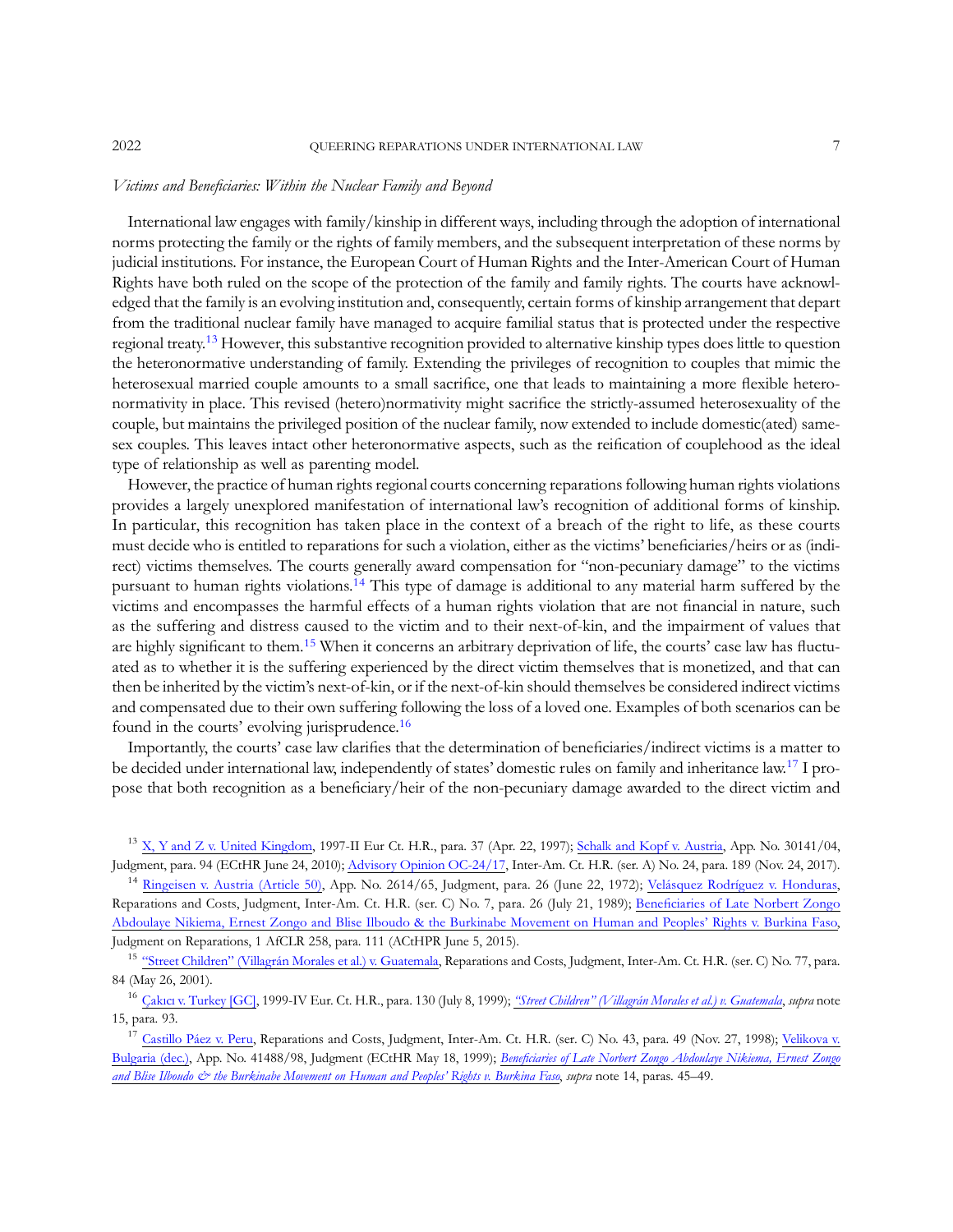*Victims and Beneficiaries: Within the Nuclear Family and Beyond*

International law engages with family/kinship in different ways, including through the adoption of international norms protecting the family or the rights of family members, and the subsequent interpretation of these norms by judicial institutions. For instance, the European Court of Human Rights and the Inter-American Court of Human Rights have both ruled on the scope of the protection of the family and family rights. The courts have acknowledged that the family is an evolving institution and, consequently, certain forms of kinship arrangement that depart from the traditional nuclear family have managed to acquire familial status that is protected under the respective regional treaty.[13] However, this substantive recognition provided to alternative kinship types does little to question the heteronormative understanding of family. Extending the privileges of recognition to couples that mimic the heterosexual married couple amounts to a small sacrifice, one that leads to maintaining a more flexible heteronormativity in place. This revised (hetero)normativity might sacrifice the strictly-assumed heterosexuality of the couple, but maintains the privileged position of the nuclear family, now extended to include domestic(ated) same-sex couples. This leaves intact other heteronormative aspects, such as the reification of couplehood as the ideal type of relationship as well as parenting model.

However, the practice of human rights regional courts concerning reparations following human rights violations provides a largely unexplored manifestation of international law's recognition of additional forms of kinship. In particular, this recognition has taken place in the context of a breach of the right to life, as these courts must decide who is entitled to reparations for such a violation, either as the victims' beneficiaries/heirs or as (indirect) victims themselves. The courts generally award compensation for "non-pecuniary damage" to the victims pursuant to human rights violations.[14] This type of damage is additional to any material harm suffered by the victims and encompasses the harmful effects of a human rights violation that are not financial in nature, such as the suffering and distress caused to the victim and to their next-of-kin, and the impairment of values that are highly significant to them.[15] When it concerns an arbitrary deprivation of life, the courts' case law has fluctuated as to whether it is the suffering experienced by the direct victim themselves that is monetized, and that can then be inherited by the victim's next-of-kin, or if the next-of-kin should themselves be considered indirect victims and compensated due to their own suffering following the loss of a loved one. Examples of both scenarios can be found in the courts' evolving jurisprudence.[16]

Importantly, the courts' case law clarifies that the determination of beneficiaries/indirect victims is a matter to be decided under international law, independently of states' domestic rules on family and inheritance law.[17] I propose that both recognition as a beneficiary/heir of the non-pecuniary damage awarded to the direct victim and

---

[13] X, Y and Z v. United Kingdom, 1997-II Eur Ct. H.R., para. 37 (Apr. 22, 1997); Schalk and Kopf v. Austria, App. No. 30141/04, Judgment, para. 94 (ECtHR June 24, 2010); Advisory Opinion OC-24/17, Inter-Am. Ct. H.R. (ser. A) No. 24, para. 189 (Nov. 24, 2017).

[14] Ringeisen v. Austria (Article 50), App. No. 2614/65, Judgment, para. 26 (June 22, 1972); Velásquez Rodríguez v. Honduras, Reparations and Costs, Judgment, Inter-Am. Ct. H.R. (ser. C) No. 7, para. 26 (July 21, 1989); Beneficiaries of Late Norbert Zongo Abdoulaye Nikiema, Ernest Zongo and Blise Ilboudo & the Burkinabe Movement on Human and Peoples' Rights v. Burkina Faso, Judgment on Reparations, 1 AfCLR 258, para. 111 (ACtHPR June 5, 2015).

[15] "Street Children" (Villagrán Morales et al.) v. Guatemala, Reparations and Costs, Judgment, Inter-Am. Ct. H.R. (ser. C) No. 77, para. 84 (May 26, 2001).

[16] Çakıcı v. Turkey [GC], 1999-IV Eur. Ct. H.R., para. 130 (July 8, 1999); *"Street Children" (Villagrán Morales et al.) v. Guatemala*, *supra* note 15, para. 93.

[17] Castillo Páez v. Peru, Reparations and Costs, Judgment, Inter-Am. Ct. H.R. (ser. C) No. 43, para. 49 (Nov. 27, 1998); Velikova v. Bulgaria (dec.), App. No. 41488/98, Judgment (ECtHR May 18, 1999); *Beneficiaries of Late Norbert Zongo Abdoulaye Nikiema, Ernest Zongo and Blise Ilboudo & the Burkinabe Movement on Human and Peoples' Rights v. Burkina Faso*, *supra* note 14, paras. 45–49.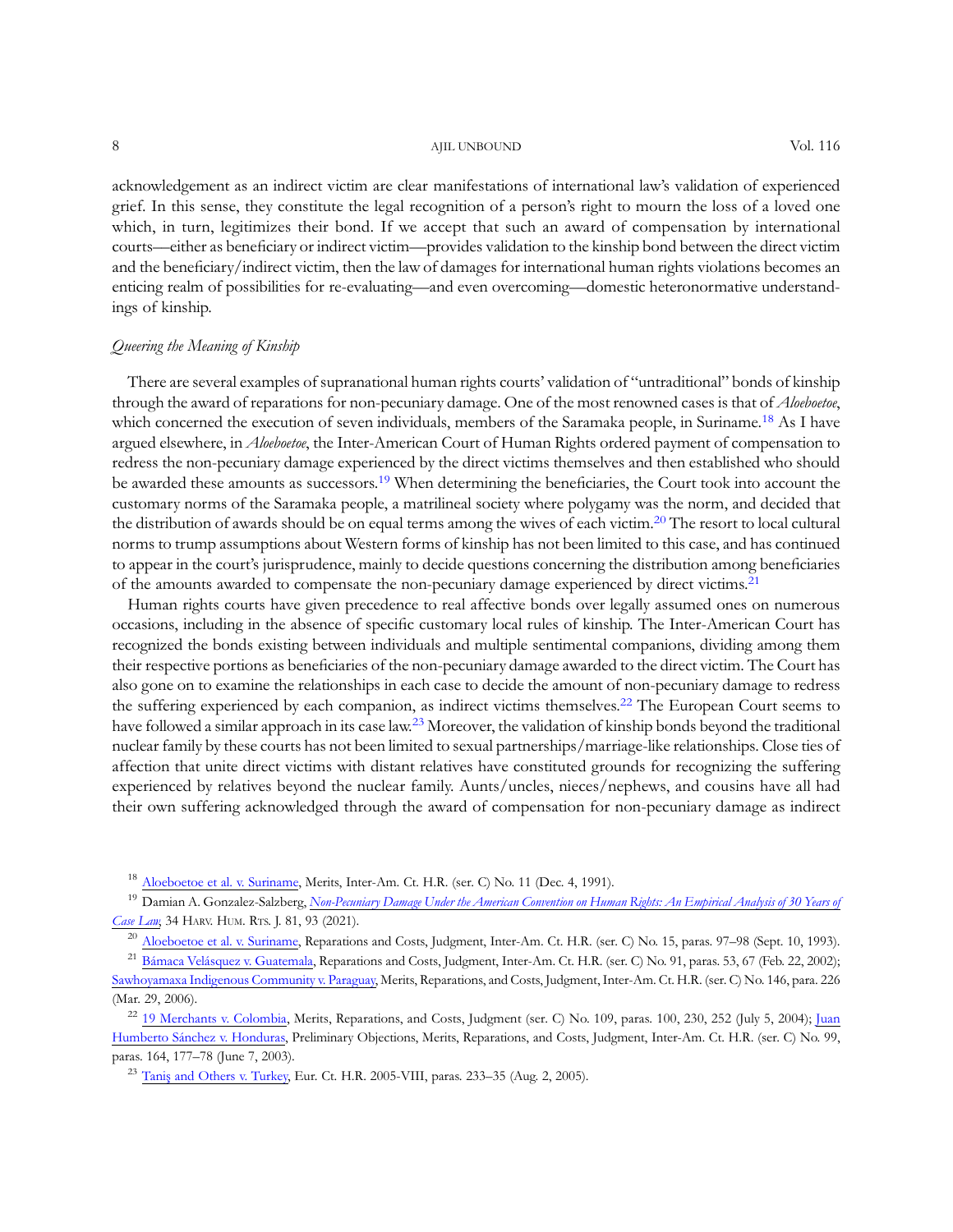acknowledgement as an indirect victim are clear manifestations of international law's validation of experienced grief. In this sense, they constitute the legal recognition of a person's right to mourn the loss of a loved one which, in turn, legitimizes their bond. If we accept that such an award of compensation by international courts—either as beneficiary or indirect victim—provides validation to the kinship bond between the direct victim and the beneficiary/indirect victim, then the law of damages for international human rights violations becomes an enticing realm of possibilities for re-evaluating—and even overcoming—domestic heteronormative understandings of kinship.

*Queering the Meaning of Kinship*

There are several examples of supranational human rights courts' validation of "untraditional" bonds of kinship through the award of reparations for non-pecuniary damage. One of the most renowned cases is that of *Aloeboetoe*, which concerned the execution of seven individuals, members of the Saramaka people, in Suriname.[18] As I have argued elsewhere, in *Aloeboetoe*, the Inter-American Court of Human Rights ordered payment of compensation to redress the non-pecuniary damage experienced by the direct victims themselves and then established who should be awarded these amounts as successors.[19] When determining the beneficiaries, the Court took into account the customary norms of the Saramaka people, a matrilineal society where polygamy was the norm, and decided that the distribution of awards should be on equal terms among the wives of each victim.[20] The resort to local cultural norms to trump assumptions about Western forms of kinship has not been limited to this case, and has continued to appear in the court's jurisprudence, mainly to decide questions concerning the distribution among beneficiaries of the amounts awarded to compensate the non-pecuniary damage experienced by direct victims.[21]

Human rights courts have given precedence to real affective bonds over legally assumed ones on numerous occasions, including in the absence of specific customary local rules of kinship. The Inter-American Court has recognized the bonds existing between individuals and multiple sentimental companions, dividing among them their respective portions as beneficiaries of the non-pecuniary damage awarded to the direct victim. The Court has also gone on to examine the relationships in each case to decide the amount of non-pecuniary damage to redress the suffering experienced by each companion, as indirect victims themselves.[22] The European Court seems to have followed a similar approach in its case law.[23] Moreover, the validation of kinship bonds beyond the traditional nuclear family by these courts has not been limited to sexual partnerships/marriage-like relationships. Close ties of affection that unite direct victims with distant relatives have constituted grounds for recognizing the suffering experienced by relatives beyond the nuclear family. Aunts/uncles, nieces/nephews, and cousins have all had their own suffering acknowledged through the award of compensation for non-pecuniary damage as indirect

---

[18] Aloeboetoe et al. v. Suriname, Merits, Inter-Am. Ct. H.R. (ser. C) No. 11 (Dec. 4, 1991).

[19] Damian A. Gonzalez-Salzberg, *Non-Pecuniary Damage Under the American Convention on Human Rights: An Empirical Analysis of 30 Years of Case Law*, 34 Harv. Hum. Rts. J. 81, 93 (2021).

[20] Aloeboetoe et al. v. Suriname, Reparations and Costs, Judgment, Inter-Am. Ct. H.R. (ser. C) No. 15, paras. 97–98 (Sept. 10, 1993).

[21] Bámaca Velásquez v. Guatemala, Reparations and Costs, Judgment, Inter-Am. Ct. H.R. (ser. C) No. 91, paras. 53, 67 (Feb. 22, 2002); Sawhoyamaxa Indigenous Community v. Paraguay, Merits, Reparations, and Costs, Judgment, Inter-Am. Ct. H.R. (ser. C) No. 146, para. 226 (Mar. 29, 2006).

[22] 19 Merchants v. Colombia, Merits, Reparations, and Costs, Judgment (ser. C) No. 109, paras. 100, 230, 252 (July 5, 2004); Juan Humberto Sánchez v. Honduras, Preliminary Objections, Merits, Reparations, and Costs, Judgment, Inter-Am. Ct. H.R. (ser. C) No. 99, paras. 164, 177–78 (June 7, 2003).

[23] Taniş and Others v. Turkey, Eur. Ct. H.R. 2005-VIII, paras. 233–35 (Aug. 2, 2005).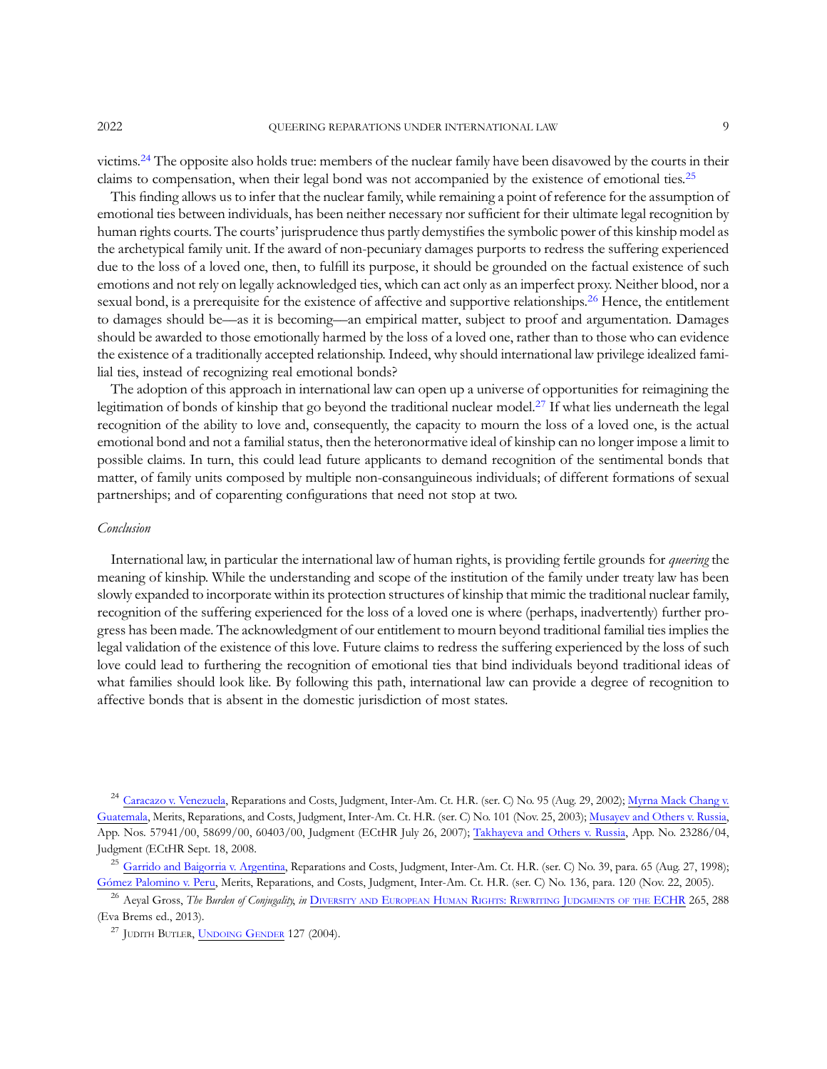victims.[24] The opposite also holds true: members of the nuclear family have been disavowed by the courts in their claims to compensation, when their legal bond was not accompanied by the existence of emotional ties.[25]

This finding allows us to infer that the nuclear family, while remaining a point of reference for the assumption of emotional ties between individuals, has been neither necessary nor sufficient for their ultimate legal recognition by human rights courts. The courts' jurisprudence thus partly demystifies the symbolic power of this kinship model as the archetypical family unit. If the award of non-pecuniary damages purports to redress the suffering experienced due to the loss of a loved one, then, to fulfill its purpose, it should be grounded on the factual existence of such emotions and not rely on legally acknowledged ties, which can act only as an imperfect proxy. Neither blood, nor a sexual bond, is a prerequisite for the existence of affective and supportive relationships.[26] Hence, the entitlement to damages should be—as it is becoming—an empirical matter, subject to proof and argumentation. Damages should be awarded to those emotionally harmed by the loss of a loved one, rather than to those who can evidence the existence of a traditionally accepted relationship. Indeed, why should international law privilege idealized familial ties, instead of recognizing real emotional bonds?

The adoption of this approach in international law can open up a universe of opportunities for reimagining the legitimation of bonds of kinship that go beyond the traditional nuclear model.[27] If what lies underneath the legal recognition of the ability to love and, consequently, the capacity to mourn the loss of a loved one, is the actual emotional bond and not a familial status, then the heteronormative ideal of kinship can no longer impose a limit to possible claims. In turn, this could lead future applicants to demand recognition of the sentimental bonds that matter, of family units composed by multiple non-consanguineous individuals; of different formations of sexual partnerships; and of coparenting configurations that need not stop at two.

*Conclusion*

International law, in particular the international law of human rights, is providing fertile grounds for *queering* the meaning of kinship. While the understanding and scope of the institution of the family under treaty law has been slowly expanded to incorporate within its protection structures of kinship that mimic the traditional nuclear family, recognition of the suffering experienced for the loss of a loved one is where (perhaps, inadvertently) further progress has been made. The acknowledgment of our entitlement to mourn beyond traditional familial ties implies the legal validation of the existence of this love. Future claims to redress the suffering experienced by the loss of such love could lead to furthering the recognition of emotional ties that bind individuals beyond traditional ideas of what families should look like. By following this path, international law can provide a degree of recognition to affective bonds that is absent in the domestic jurisdiction of most states.

[24] Caracazo v. Venezuela, Reparations and Costs, Judgment, Inter-Am. Ct. H.R. (ser. C) No. 95 (Aug. 29, 2002); Myrna Mack Chang v. Guatemala, Merits, Reparations, and Costs, Judgment, Inter-Am. Ct. H.R. (ser. C) No. 101 (Nov. 25, 2003); Musayev and Others v. Russia, App. Nos. 57941/00, 58699/00, 60403/00, Judgment (ECtHR July 26, 2007); Takhayeva and Others v. Russia, App. No. 23286/04, Judgment (ECtHR Sept. 18, 2008.

[25] Garrido and Baigorria v. Argentina, Reparations and Costs, Judgment, Inter-Am. Ct. H.R. (ser. C) No. 39, para. 65 (Aug. 27, 1998); Gómez Palomino v. Peru, Merits, Reparations, and Costs, Judgment, Inter-Am. Ct. H.R. (ser. C) No. 136, para. 120 (Nov. 22, 2005).

[26] Aeyal Gross, *The Burden of Conjugality*, *in* Diversity and European Human Rights: Rewriting Judgments of the ECHR 265, 288 (Eva Brems ed., 2013).

[27] Judith Butler, Undoing Gender 127 (2004).